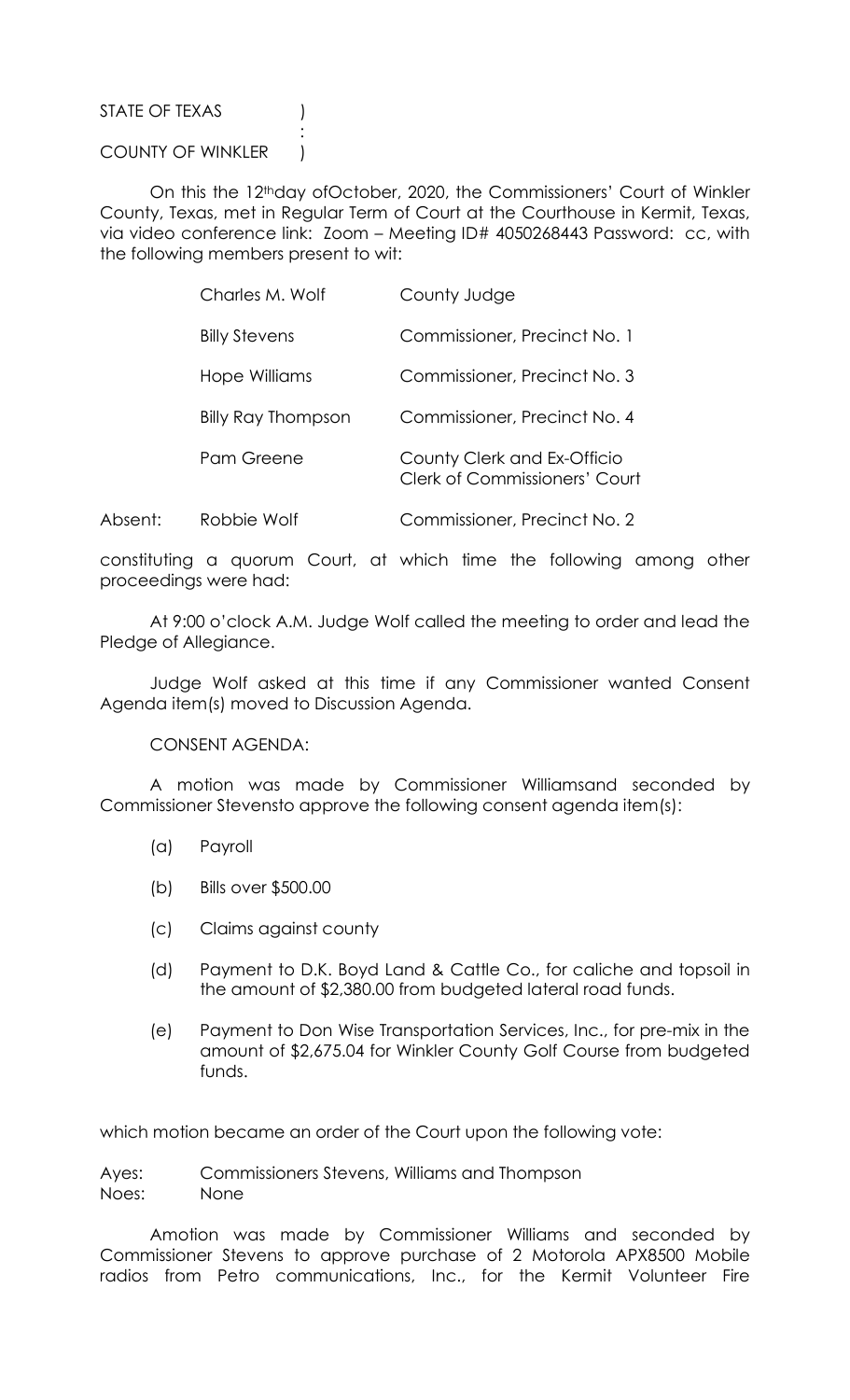STATE OF TEXAS )
:
COUNTY OF WINKLER )

On this the 12thday ofOctober, 2020, the Commissioners' Court of Winkler County, Texas, met in Regular Term of Court at the Courthouse in Kermit, Texas, via video conference link: Zoom – Meeting ID# 4050268443 Password: cc, with the following members present to wit:

| | |
|---|---|
| Charles M. Wolf | County Judge |
| Billy Stevens | Commissioner, Precinct No. 1 |
| Hope Williams | Commissioner, Precinct No. 3 |
| Billy Ray Thompson | Commissioner, Precinct No. 4 |
| Pam Greene | County Clerk and Ex-Officio Clerk of Commissioners' Court |

Absent: Robbie Wolf Commissioner, Precinct No. 2

constituting a quorum Court, at which time the following among other proceedings were had:

At 9:00 o'clock A.M. Judge Wolf called the meeting to order and lead the Pledge of Allegiance.

Judge Wolf asked at this time if any Commissioner wanted Consent Agenda item(s) moved to Discussion Agenda.

CONSENT AGENDA:

A motion was made by Commissioner Williamsand seconded by Commissioner Stevensto approve the following consent agenda item(s):

(a) Payroll

(b) Bills over $500.00

(c) Claims against county

(d) Payment to D.K. Boyd Land & Cattle Co., for caliche and topsoil in the amount of $2,380.00 from budgeted lateral road funds.

(e) Payment to Don Wise Transportation Services, Inc., for pre-mix in the amount of $2,675.04 for Winkler County Golf Course from budgeted funds.

which motion became an order of the Court upon the following vote:

Ayes: Commissioners Stevens, Williams and Thompson
Noes: None

Amotion was made by Commissioner Williams and seconded by Commissioner Stevens to approve purchase of 2 Motorola APX8500 Mobile radios from Petro communications, Inc., for the Kermit Volunteer Fire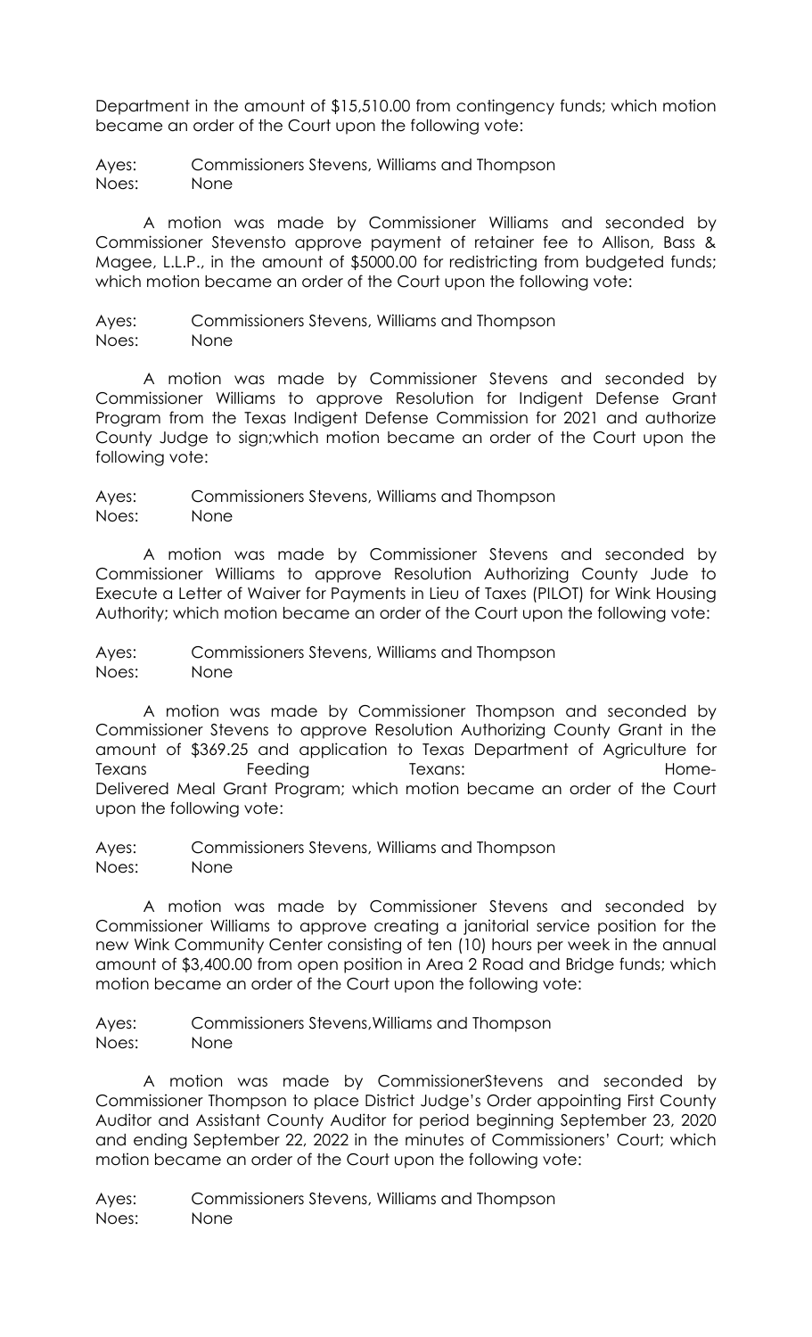Department in the amount of $15,510.00 from contingency funds; which motion became an order of the Court upon the following vote:

Ayes: Commissioners Stevens, Williams and Thompson
Noes: None

A motion was made by Commissioner Williams and seconded by Commissioner Stevensto approve payment of retainer fee to Allison, Bass & Magee, L.L.P., in the amount of $5000.00 for redistricting from budgeted funds; which motion became an order of the Court upon the following vote:

Ayes: Commissioners Stevens, Williams and Thompson
Noes: None

A motion was made by Commissioner Stevens and seconded by Commissioner Williams to approve Resolution for Indigent Defense Grant Program from the Texas Indigent Defense Commission for 2021 and authorize County Judge to sign;which motion became an order of the Court upon the following vote:

Ayes: Commissioners Stevens, Williams and Thompson
Noes: None

A motion was made by Commissioner Stevens and seconded by Commissioner Williams to approve Resolution Authorizing County Jude to Execute a Letter of Waiver for Payments in Lieu of Taxes (PILOT) for Wink Housing Authority; which motion became an order of the Court upon the following vote:

Ayes: Commissioners Stevens, Williams and Thompson
Noes: None

A motion was made by Commissioner Thompson and seconded by Commissioner Stevens to approve Resolution Authorizing County Grant in the amount of $369.25 and application to Texas Department of Agriculture for Texans Feeding Texans: Home-Delivered Meal Grant Program; which motion became an order of the Court upon the following vote:

Ayes: Commissioners Stevens, Williams and Thompson
Noes: None

A motion was made by Commissioner Stevens and seconded by Commissioner Williams to approve creating a janitorial service position for the new Wink Community Center consisting of ten (10) hours per week in the annual amount of $3,400.00 from open position in Area 2 Road and Bridge funds; which motion became an order of the Court upon the following vote:

Ayes: Commissioners Stevens,Williams and Thompson
Noes: None

A motion was made by CommissionerStevens and seconded by Commissioner Thompson to place District Judge's Order appointing First County Auditor and Assistant County Auditor for period beginning September 23, 2020 and ending September 22, 2022 in the minutes of Commissioners' Court; which motion became an order of the Court upon the following vote:

Ayes: Commissioners Stevens, Williams and Thompson
Noes: None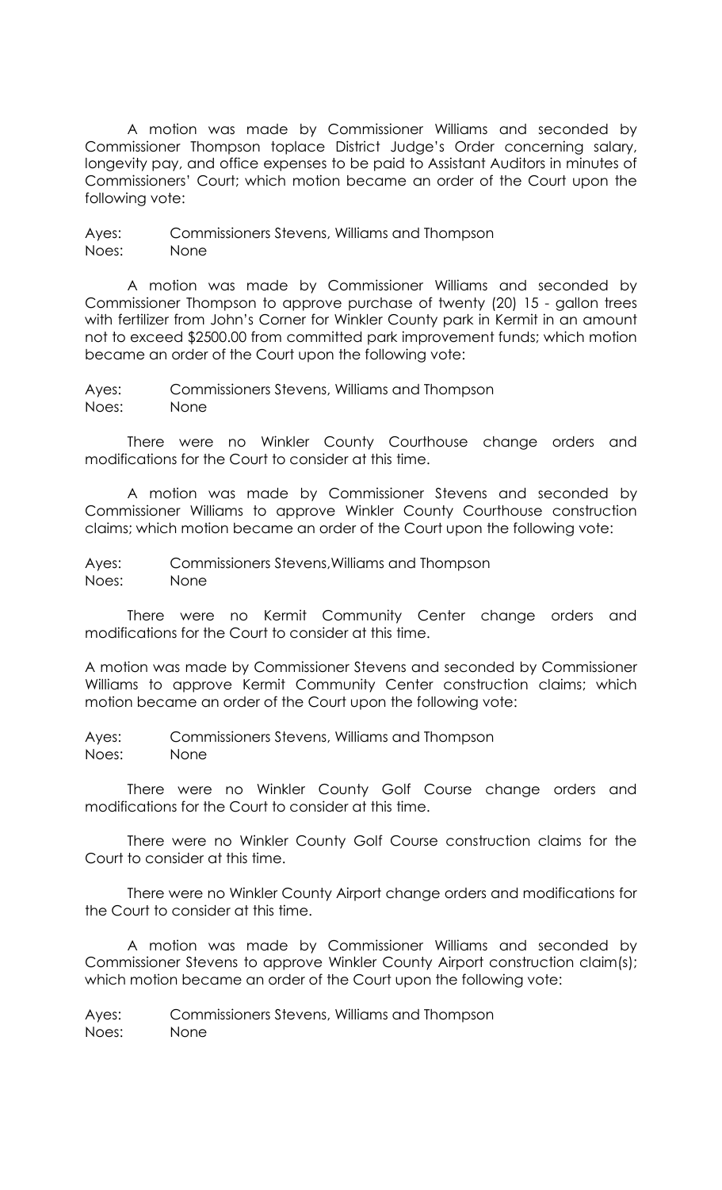A motion was made by Commissioner Williams and seconded by Commissioner Thompson toplace District Judge's Order concerning salary, longevity pay, and office expenses to be paid to Assistant Auditors in minutes of Commissioners' Court; which motion became an order of the Court upon the following vote:

Ayes: Commissioners Stevens, Williams and Thompson
Noes: None

A motion was made by Commissioner Williams and seconded by Commissioner Thompson to approve purchase of twenty (20) 15 - gallon trees with fertilizer from John's Corner for Winkler County park in Kermit in an amount not to exceed $2500.00 from committed park improvement funds; which motion became an order of the Court upon the following vote:

Ayes: Commissioners Stevens, Williams and Thompson
Noes: None

There were no Winkler County Courthouse change orders and modifications for the Court to consider at this time.

A motion was made by Commissioner Stevens and seconded by Commissioner Williams to approve Winkler County Courthouse construction claims; which motion became an order of the Court upon the following vote:

Ayes: Commissioners Stevens,Williams and Thompson
Noes: None

There were no Kermit Community Center change orders and modifications for the Court to consider at this time.

A motion was made by Commissioner Stevens and seconded by Commissioner Williams to approve Kermit Community Center construction claims; which motion became an order of the Court upon the following vote:

Ayes: Commissioners Stevens, Williams and Thompson
Noes: None

There were no Winkler County Golf Course change orders and modifications for the Court to consider at this time.

There were no Winkler County Golf Course construction claims for the Court to consider at this time.

There were no Winkler County Airport change orders and modifications for the Court to consider at this time.

A motion was made by Commissioner Williams and seconded by Commissioner Stevens to approve Winkler County Airport construction claim(s); which motion became an order of the Court upon the following vote:

Ayes: Commissioners Stevens, Williams and Thompson
Noes: None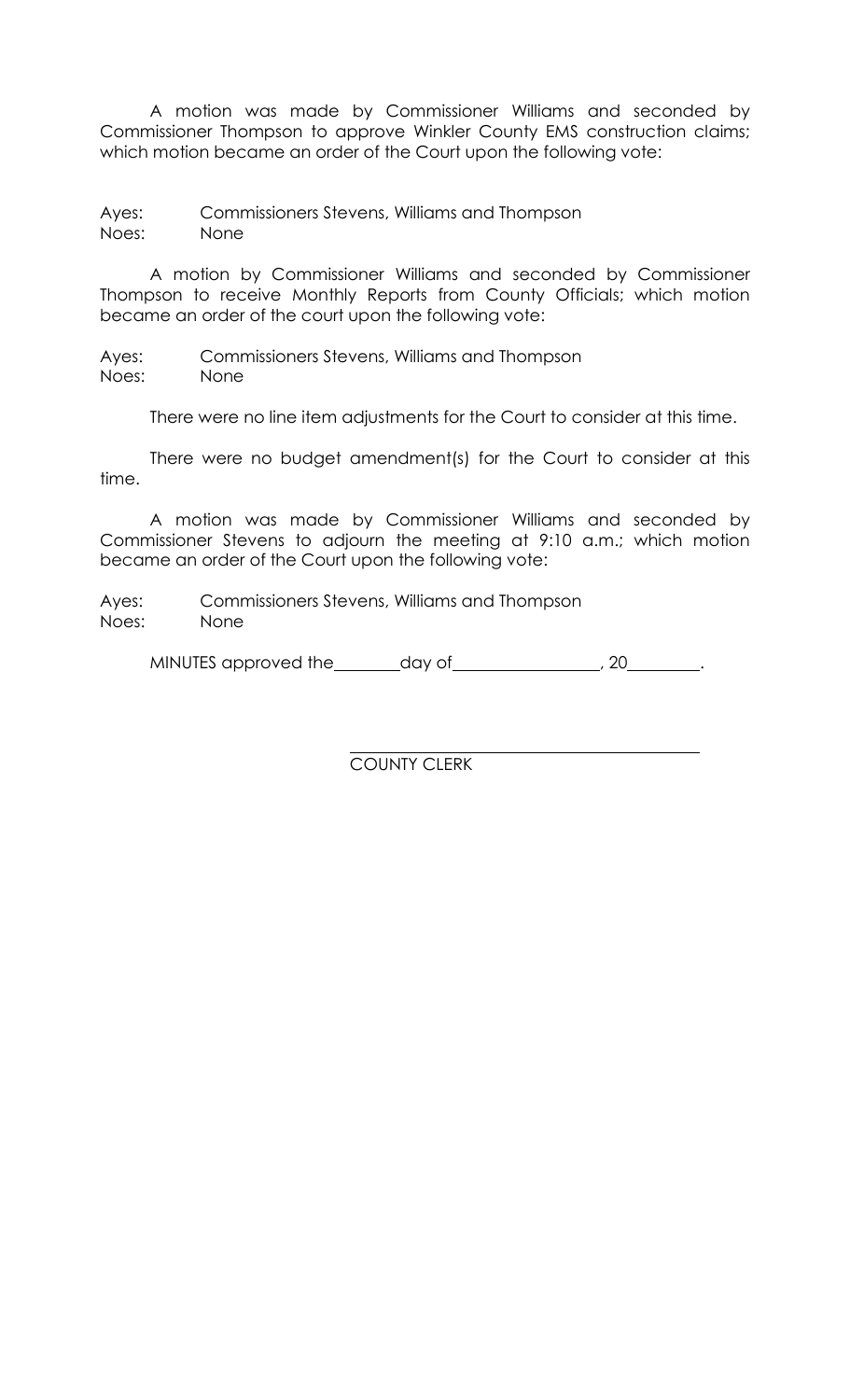A motion was made by Commissioner Williams and seconded by Commissioner Thompson to approve Winkler County EMS construction claims; which motion became an order of the Court upon the following vote:

Ayes: Commissioners Stevens, Williams and Thompson
Noes: None

A motion by Commissioner Williams and seconded by Commissioner Thompson to receive Monthly Reports from County Officials; which motion became an order of the court upon the following vote:

Ayes: Commissioners Stevens, Williams and Thompson
Noes: None

There were no line item adjustments for the Court to consider at this time.

There were no budget amendment(s) for the Court to consider at this time.

A motion was made by Commissioner Williams and seconded by Commissioner Stevens to adjourn the meeting at 9:10 a.m.; which motion became an order of the Court upon the following vote:

Ayes: Commissioners Stevens, Williams and Thompson
Noes: None

MINUTES approved the\_\_\_\_\_\_\_\_day of\_\_\_\_\_\_\_\_\_\_\_\_\_\_\_\_\_\_, 20\_\_\_\_\_\_\_\_\_.

\_\_\_\_\_\_\_\_\_\_\_\_\_\_\_\_\_\_\_\_\_\_\_\_\_\_\_\_\_\_\_\_\_\_\_\_\_\_\_\_
COUNTY CLERK